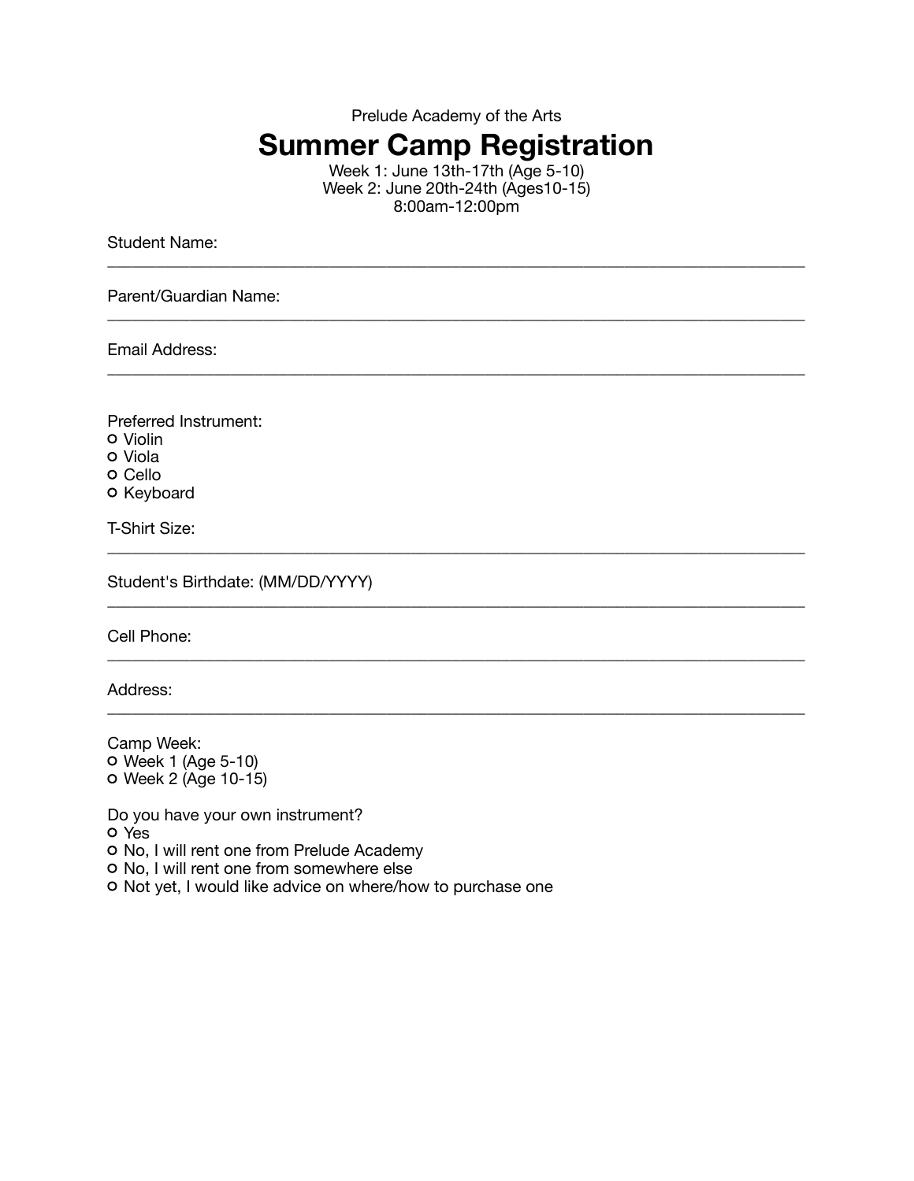Prelude Academy of the Arts

# Summer Camp Registration

Week 1: June 13th-17th (Age 5-10)
Week 2: June 20th-24th (Ages10-15)
8:00am-12:00pm

Student Name:
______________________________________________________________________________

Parent/Guardian Name:
______________________________________________________________________________

Email Address:
______________________________________________________________________________

Preferred Instrument:

- ○ Violin
- ○ Viola
- ○ Cello
- ○ Keyboard

T-Shirt Size:
______________________________________________________________________________

Student's Birthdate: (MM/DD/YYYY)
______________________________________________________________________________

Cell Phone:
______________________________________________________________________________

Address:
______________________________________________________________________________

Camp Week:

- ○ Week 1 (Age 5-10)
- ○ Week 2 (Age 10-15)

Do you have your own instrument?

- ○ Yes
- ○ No, I will rent one from Prelude Academy
- ○ No, I will rent one from somewhere else
- ○ Not yet, I would like advice on where/how to purchase one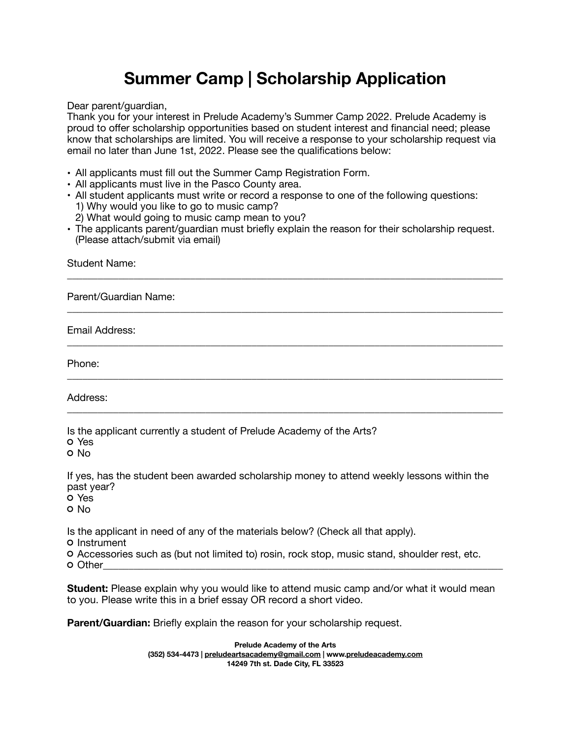# Summer Camp | Scholarship Application

Dear parent/guardian,
Thank you for your interest in Prelude Academy's Summer Camp 2022. Prelude Academy is proud to offer scholarship opportunities based on student interest and financial need; please know that scholarships are limited. You will receive a response to your scholarship request via email no later than June 1st, 2022. Please see the qualifications below:

- All applicants must fill out the Summer Camp Registration Form.
- All applicants must live in the Pasco County area.
- All student applicants must write or record a response to one of the following questions:
  1) Why would you like to go to music camp?
  2) What would going to music camp mean to you?
- The applicants parent/guardian must briefly explain the reason for their scholarship request. (Please attach/submit via email)

Student Name:
______________________________________________________________________________

Parent/Guardian Name:
______________________________________________________________________________

Email Address:
______________________________________________________________________________

Phone:
______________________________________________________________________________

Address:
______________________________________________________________________________

Is the applicant currently a student of Prelude Academy of the Arts?
- ○ Yes
- ○ No

If yes, has the student been awarded scholarship money to attend weekly lessons within the past year?
- ○ Yes
- ○ No

Is the applicant in need of any of the materials below? (Check all that apply).
- ○ Instrument
- ○ Accessories such as (but not limited to) rosin, rock stop, music stand, shoulder rest, etc.
- ○ Other______________________________________________________________________

**Student:** Please explain why you would like to attend music camp and/or what it would mean to you. Please write this in a brief essay OR record a short video.

**Parent/Guardian:** Briefly explain the reason for your scholarship request.

**Prelude Academy of the Arts**
**(352) 534-4473 | preludeartsacademy@gmail.com | www.preludeacademy.com**
**14249 7th st. Dade City, FL 33523**